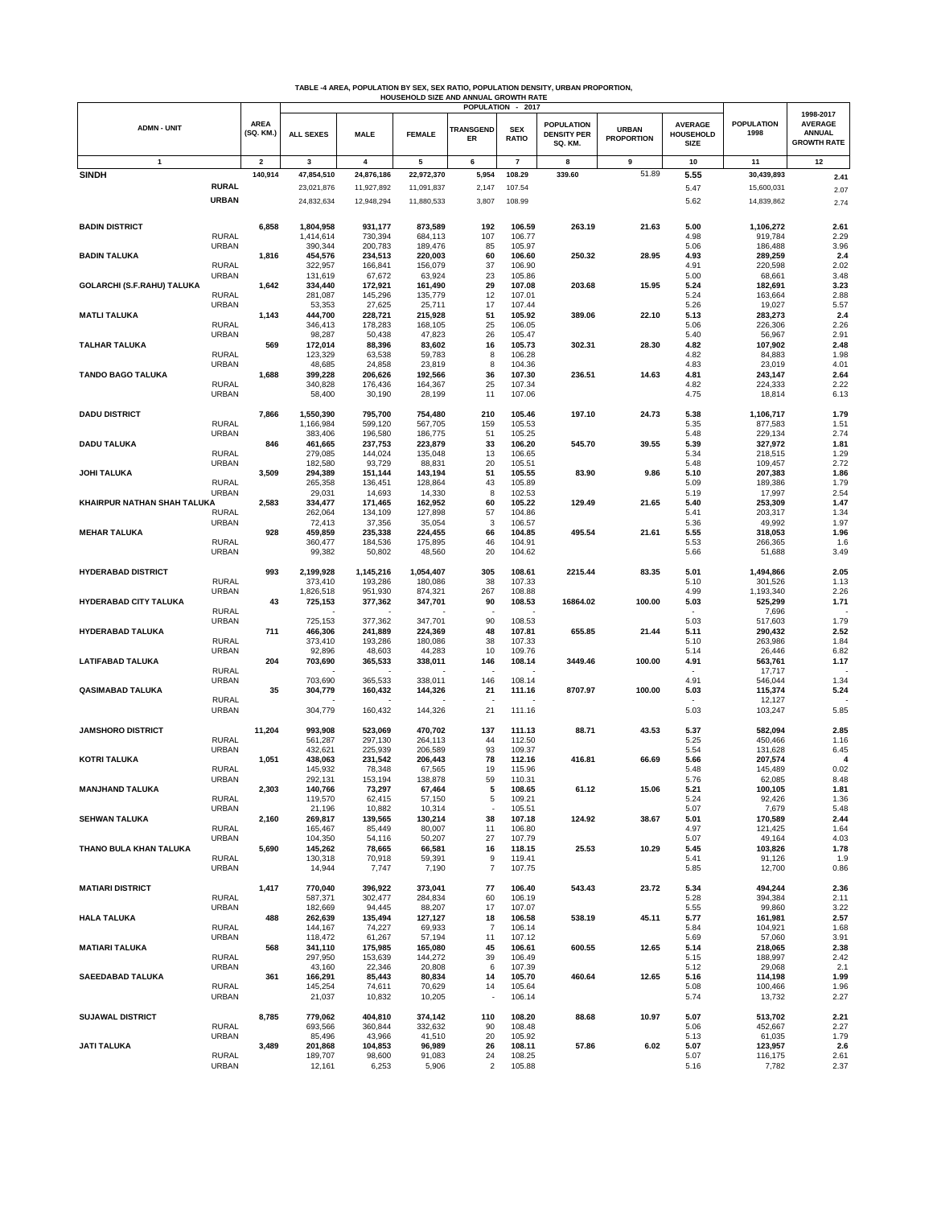**TABLE -4 AREA, POPULATION BY SEX, SEX RATIO, POPULATION DENSITY, URBAN PROPORTION, HOUSEHOLD SIZE AND ANNUAL GROWTH RATE**

| ADMN - UNIT | | AREA (SQ. KM.) | POPULATION - 2017 | | | | | | | | POPULATION 1998 | 1998-2017 AVERAGE ANNUAL GROWTH RATE |
|---|---|---|---|---|---|---|---|---|---|---|---|---|
| | | | ALL SEXES | MALE | FEMALE | TRANSGENDER | SEX RATIO | POPULATION DENSITY PER SQ. KM. | URBAN PROPORTION | AVERAGE HOUSEHOLD SIZE | | |
| 1 | | 2 | 3 | 4 | 5 | 6 | 7 | 8 | 9 | 10 | 11 | 12 |
| **SINDH** | | **140,914** | **47,854,510** | **24,876,186** | **22,972,370** | **5,954** | **108.29** | **339.60** | 51.89 | **5.55** | **30,439,893** | **2.41** |
| | **RURAL** | | 23,021,876 | 11,927,892 | 11,091,837 | 2,147 | 107.54 | | | 5.47 | 15,600,031 | 2.07 |
| | **URBAN** | | 24,832,634 | 12,948,294 | 11,880,533 | 3,807 | 108.99 | | | 5.62 | 14,839,862 | 2.74 |
| **BADIN DISTRICT** | | **6,858** | **1,804,958** | **931,177** | **873,589** | **192** | **106.59** | **263.19** | **21.63** | **5.00** | **1,106,272** | **2.61** |
| | RURAL | | 1,414,614 | 730,394 | 684,113 | 107 | 106.77 | | | 4.98 | 919,784 | 2.29 |
| | URBAN | | 390,344 | 200,783 | 189,476 | 85 | 105.97 | | | 5.06 | 186,488 | 3.96 |
| **BADIN TALUKA** | | **1,816** | **454,576** | **234,513** | **220,003** | **60** | **106.60** | **250.32** | **28.95** | **4.93** | **289,259** | **2.4** |
| | RURAL | | 322,957 | 166,841 | 156,079 | 37 | 106.90 | | | 4.91 | 220,598 | 2.02 |
| | URBAN | | 131,619 | 67,672 | 63,924 | 23 | 105.86 | | | 5.00 | 68,661 | 3.48 |
| **GOLARCHI (S.F.RAHU) TALUKA** | | **1,642** | **334,440** | **172,921** | **161,490** | **29** | **107.08** | **203.68** | **15.95** | **5.24** | **182,691** | **3.23** |
| | RURAL | | 281,087 | 145,296 | 135,779 | 12 | 107.01 | | | 5.24 | 163,664 | 2.88 |
| | URBAN | | 53,353 | 27,625 | 25,711 | 17 | 107.44 | | | 5.26 | 19,027 | 5.57 |
| **MATLI TALUKA** | | **1,143** | **444,700** | **228,721** | **215,928** | **51** | **105.92** | **389.06** | **22.10** | **5.13** | **283,273** | **2.4** |
| | RURAL | | 346,413 | 178,283 | 168,105 | 25 | 106.05 | | | 5.06 | 226,306 | 2.26 |
| | URBAN | | 98,287 | 50,438 | 47,823 | 26 | 105.47 | | | 5.40 | 56,967 | 2.91 |
| **TALHAR TALUKA** | | **569** | **172,014** | **88,396** | **83,602** | **16** | **105.73** | **302.31** | **28.30** | **4.82** | **107,902** | **2.48** |
| | RURAL | | 123,329 | 63,538 | 59,783 | 8 | 106.28 | | | 4.82 | 84,883 | 1.98 |
| | URBAN | | 48,685 | 24,858 | 23,819 | 8 | 104.36 | | | 4.83 | 23,019 | 4.01 |
| **TANDO BAGO TALUKA** | | **1,688** | **399,228** | **206,626** | **192,566** | **36** | **107.30** | **236.51** | **14.63** | **4.81** | **243,147** | **2.64** |
| | RURAL | | 340,828 | 176,436 | 164,367 | 25 | 107.34 | | | 4.82 | 224,333 | 2.22 |
| | URBAN | | 58,400 | 30,190 | 28,199 | 11 | 107.06 | | | 4.75 | 18,814 | 6.13 |
| **DADU DISTRICT** | | **7,866** | **1,550,390** | **795,700** | **754,480** | **210** | **105.46** | **197.10** | **24.73** | **5.38** | **1,106,717** | **1.79** |
| | RURAL | | 1,166,984 | 599,120 | 567,705 | 159 | 105.53 | | | 5.35 | 877,583 | 1.51 |
| | URBAN | | 383,406 | 196,580 | 186,775 | 51 | 105.25 | | | 5.48 | 229,134 | 2.74 |
| **DADU TALUKA** | | **846** | **461,665** | **237,753** | **223,879** | **33** | **106.20** | **545.70** | **39.55** | **5.39** | **327,972** | **1.81** |
| | RURAL | | 279,085 | 144,024 | 135,048 | 13 | 106.65 | | | 5.34 | 218,515 | 1.29 |
| | URBAN | | 182,580 | 93,729 | 88,831 | 20 | 105.51 | | | 5.48 | 109,457 | 2.72 |
| **JOHI TALUKA** | | **3,509** | **294,389** | **151,144** | **143,194** | **51** | **105.55** | **83.90** | **9.86** | **5.10** | **207,383** | **1.86** |
| | RURAL | | 265,358 | 136,451 | 128,864 | 43 | 105.89 | | | 5.09 | 189,386 | 1.79 |
| | URBAN | | 29,031 | 14,693 | 14,330 | 8 | 102.53 | | | 5.19 | 17,997 | 2.54 |
| **KHAIRPUR NATHAN SHAH TALUKA** | | **2,583** | **334,477** | **171,465** | **162,952** | **60** | **105.22** | **129.49** | **21.65** | **5.40** | **253,309** | **1.47** |
| | RURAL | | 262,064 | 134,109 | 127,898 | 57 | 104.86 | | | 5.41 | 203,317 | 1.34 |
| | URBAN | | 72,413 | 37,356 | 35,054 | 3 | 106.57 | | | 5.36 | 49,992 | 1.97 |
| **MEHAR TALUKA** | | **928** | **459,859** | **235,338** | **224,455** | **66** | **104.85** | **495.54** | **21.61** | **5.55** | **318,053** | **1.96** |
| | RURAL | | 360,477 | 184,536 | 175,895 | 46 | 104.91 | | | 5.53 | 266,365 | 1.6 |
| | URBAN | | 99,382 | 50,802 | 48,560 | 20 | 104.62 | | | 5.66 | 51,688 | 3.49 |
| **HYDERABAD DISTRICT** | | **993** | **2,199,928** | **1,145,216** | **1,054,407** | **305** | **108.61** | **2215.44** | **83.35** | **5.01** | **1,494,866** | **2.05** |
| | RURAL | | 373,410 | 193,286 | 180,086 | 38 | 107.33 | | | 5.10 | 301,526 | 1.13 |
| | URBAN | | 1,826,518 | 951,930 | 874,321 | 267 | 108.88 | | | 4.99 | 1,193,340 | 2.26 |
| **HYDERABAD CITY TALUKA** | | **43** | **725,153** | **377,362** | **347,701** | **90** | **108.53** | **16864.02** | **100.00** | **5.03** | **525,299** | **1.71** |
| | RURAL | | - | - | - | - | - | | | - | 7,696 | - |
| | URBAN | | 725,153 | 377,362 | 347,701 | 90 | 108.53 | | | 5.03 | 517,603 | 1.79 |
| **HYDERABAD TALUKA** | | **711** | **466,306** | **241,889** | **224,369** | **48** | **107.81** | **655.85** | **21.44** | **5.11** | **290,432** | **2.52** |
| | RURAL | | 373,410 | 193,286 | 180,086 | 38 | 107.33 | | | 5.10 | 263,986 | 1.84 |
| | URBAN | | 92,896 | 48,603 | 44,283 | 10 | 109.76 | | | 5.14 | 26,446 | 6.82 |
| **LATIFABAD TALUKA** | | **204** | **703,690** | **365,533** | **338,011** | **146** | **108.14** | **3449.46** | **100.00** | **4.91** | **563,761** | **1.17** |
| | RURAL | | - | - | - | - | - | | | - | 17,717 | - |
| | URBAN | | 703,690 | 365,533 | 338,011 | 146 | 108.14 | | | 4.91 | 546,044 | 1.34 |
| **QASIMABAD TALUKA** | | **35** | **304,779** | **160,432** | **144,326** | **21** | **111.16** | **8707.97** | **100.00** | **5.03** | **115,374** | **5.24** |
| | RURAL | | - | - | - | - | - | | | - | 12,127 | - |
| | URBAN | | 304,779 | 160,432 | 144,326 | 21 | 111.16 | | | 5.03 | 103,247 | 5.85 |
| **JAMSHORO DISTRICT** | | **11,204** | **993,908** | **523,069** | **470,702** | **137** | **111.13** | **88.71** | **43.53** | **5.37** | **582,094** | **2.85** |
| | RURAL | | 561,287 | 297,130 | 264,113 | 44 | 112.50 | | | 5.25 | 450,466 | 1.16 |
| | URBAN | | 432,621 | 225,939 | 206,589 | 93 | 109.37 | | | 5.54 | 131,628 | 6.45 |
| **KOTRI TALUKA** | | **1,051** | **438,063** | **231,542** | **206,443** | **78** | **112.16** | **416.81** | **66.69** | **5.66** | **207,574** | **4** |
| | RURAL | | 145,932 | 78,348 | 67,565 | 19 | 115.96 | | | 5.48 | 145,489 | 0.02 |
| | URBAN | | 292,131 | 153,194 | 138,878 | 59 | 110.31 | | | 5.76 | 62,085 | 8.48 |
| **MANJHAND TALUKA** | | **2,303** | **140,766** | **73,297** | **67,464** | **5** | **108.65** | **61.12** | **15.06** | **5.21** | **100,105** | **1.81** |
| | RURAL | | 119,570 | 62,415 | 57,150 | 5 | 109.21 | | | 5.24 | 92,426 | 1.36 |
| | URBAN | | 21,196 | 10,882 | 10,314 | - | 105.51 | | | 5.07 | 7,679 | 5.48 |
| **SEHWAN TALUKA** | | **2,160** | **269,817** | **139,565** | **130,214** | **38** | **107.18** | **124.92** | **38.67** | **5.01** | **170,589** | **2.44** |
| | RURAL | | 165,467 | 85,449 | 80,007 | 11 | 106.80 | | | 4.97 | 121,425 | 1.64 |
| | URBAN | | 104,350 | 54,116 | 50,207 | 27 | 107.79 | | | 5.07 | 49,164 | 4.03 |
| **THANO BULA KHAN TALUKA** | | **5,690** | **145,262** | **78,665** | **66,581** | **16** | **118.15** | **25.53** | **10.29** | **5.45** | **103,826** | **1.78** |
| | RURAL | | 130,318 | 70,918 | 59,391 | 9 | 119.41 | | | 5.41 | 91,126 | 1.9 |
| | URBAN | | 14,944 | 7,747 | 7,190 | 7 | 107.75 | | | 5.85 | 12,700 | 0.86 |
| **MATIARI DISTRICT** | | **1,417** | **770,040** | **396,922** | **373,041** | **77** | **106.40** | **543.43** | **23.72** | **5.34** | **494,244** | **2.36** |
| | RURAL | | 587,371 | 302,477 | 284,834 | 60 | 106.19 | | | 5.28 | 394,384 | 2.11 |
| | URBAN | | 182,669 | 94,445 | 88,207 | 17 | 107.07 | | | 5.55 | 99,860 | 3.22 |
| **HALA TALUKA** | | **488** | **262,639** | **135,494** | **127,127** | **18** | **106.58** | **538.19** | **45.11** | **5.77** | **161,981** | **2.57** |
| | RURAL | | 144,167 | 74,227 | 69,933 | 7 | 106.14 | | | 5.84 | 104,921 | 1.68 |
| | URBAN | | 118,472 | 61,267 | 57,194 | 11 | 107.12 | | | 5.69 | 57,060 | 3.91 |
| **MATIARI TALUKA** | | **568** | **341,110** | **175,985** | **165,080** | **45** | **106.61** | **600.55** | **12.65** | **5.14** | **218,065** | **2.38** |
| | RURAL | | 297,950 | 153,639 | 144,272 | 39 | 106.49 | | | 5.15 | 188,997 | 2.42 |
| | URBAN | | 43,160 | 22,346 | 20,808 | 6 | 107.39 | | | 5.12 | 29,068 | 2.1 |
| **SAEEDABAD TALUKA** | | **361** | **166,291** | **85,443** | **80,834** | **14** | **105.70** | **460.64** | **12.65** | **5.16** | **114,198** | **1.99** |
| | RURAL | | 145,254 | 74,611 | 70,629 | 14 | 105.64 | | | 5.08 | 100,466 | 1.96 |
| | URBAN | | 21,037 | 10,832 | 10,205 | - | 106.14 | | | 5.74 | 13,732 | 2.27 |
| **SUJAWAL DISTRICT** | | **8,785** | **779,062** | **404,810** | **374,142** | **110** | **108.20** | **88.68** | **10.97** | **5.07** | **513,702** | **2.21** |
| | RURAL | | 693,566 | 360,844 | 332,632 | 90 | 108.48 | | | 5.06 | 452,667 | 2.27 |
| | URBAN | | 85,496 | 43,966 | 41,510 | 20 | 105.92 | | | 5.13 | 61,035 | 1.79 |
| **JATI TALUKA** | | **3,489** | **201,868** | **104,853** | **96,989** | **26** | **108.11** | **57.86** | **6.02** | **5.07** | **123,957** | **2.6** |
| | RURAL | | 189,707 | 98,600 | 91,083 | 24 | 108.25 | | | 5.07 | 116,175 | 2.61 |
| | URBAN | | 12,161 | 6,253 | 5,906 | 2 | 105.88 | | | 5.16 | 7,782 | 2.37 |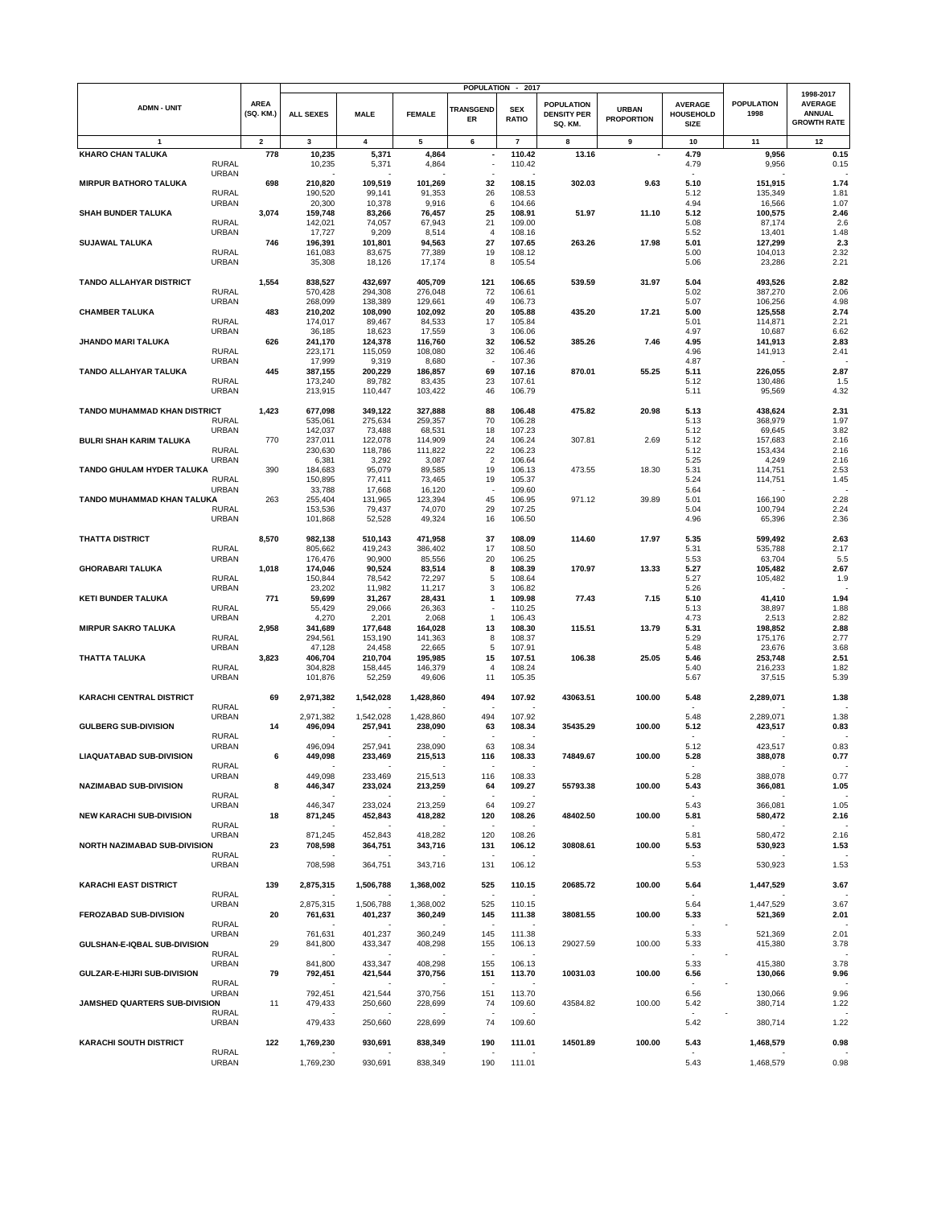| ADMN - UNIT | | AREA (SQ. KM.) | POPULATION - 2017 | | | | | | | | | POPULATION 1998 | 1998-2017 AVERAGE ANNUAL GROWTH RATE |
|---|---|---|---|---|---|---|---|---|---|---|---|---|---|
| | | | ALL SEXES | MALE | FEMALE | TRANSGENDER | SEX RATIO | POPULATION DENSITY PER SQ. KM. | URBAN PROPORTION | AVERAGE HOUSEHOLD SIZE | | | |
| 1 | | 2 | 3 | 4 | 5 | 6 | 7 | 8 | 9 | 10 | | 11 | 12 |
| **KHARO CHAN TALUKA** | | **778** | **10,235** | **5,371** | **4,864** | **-** | **110.42** | **13.16** | **-** | **4.79** | | **9,956** | **0.15** |
| | RURAL | | 10,235 | 5,371 | 4,864 | - | 110.42 | | | 4.79 | | 9,956 | 0.15 |
| | URBAN | | - | - | - | - | - | | | - | | - | - |
| **MIRPUR BATHORO TALUKA** | | **698** | **210,820** | **109,519** | **101,269** | **32** | **108.15** | **302.03** | **9.63** | **5.10** | | **151,915** | **1.74** |
| | RURAL | | 190,520 | 99,141 | 91,353 | 26 | 108.53 | | | 5.12 | | 135,349 | 1.81 |
| | URBAN | | 20,300 | 10,378 | 9,916 | 6 | 104.66 | | | 4.94 | | 16,566 | 1.07 |
| **SHAH BUNDER TALUKA** | | **3,074** | **159,748** | **83,266** | **76,457** | **25** | **108.91** | **51.97** | **11.10** | **5.12** | | **100,575** | **2.46** |
| | RURAL | | 142,021 | 74,057 | 67,943 | 21 | 109.00 | | | 5.08 | | 87,174 | 2.6 |
| | URBAN | | 17,727 | 9,209 | 8,514 | 4 | 108.16 | | | 5.52 | | 13,401 | 1.48 |
| **SUJAWAL TALUKA** | | **746** | **196,391** | **101,801** | **94,563** | **27** | **107.65** | **263.26** | **17.98** | **5.01** | | **127,299** | **2.3** |
| | RURAL | | 161,083 | 83,675 | 77,389 | 19 | 108.12 | | | 5.00 | | 104,013 | 2.32 |
| | URBAN | | 35,308 | 18,126 | 17,174 | 8 | 105.54 | | | 5.06 | | 23,286 | 2.21 |
| **TANDO ALLAHYAR DISTRICT** | | **1,554** | **838,527** | **432,697** | **405,709** | **121** | **106.65** | **539.59** | **31.97** | **5.04** | | **493,526** | **2.82** |
| | RURAL | | 570,428 | 294,308 | 276,048 | 72 | 106.61 | | | 5.02 | | 387,270 | 2.06 |
| | URBAN | | 268,099 | 138,389 | 129,661 | 49 | 106.73 | | | 5.07 | | 106,256 | 4.98 |
| **CHAMBER TALUKA** | | **483** | **210,202** | **108,090** | **102,092** | **20** | **105.88** | **435.20** | **17.21** | **5.00** | | **125,558** | **2.74** |
| | RURAL | | 174,017 | 89,467 | 84,533 | 17 | 105.84 | | | 5.01 | | 114,871 | 2.21 |
| | URBAN | | 36,185 | 18,623 | 17,559 | 3 | 106.06 | | | 4.97 | | 10,687 | 6.62 |
| **JHANDO MARI TALUKA** | | **626** | **241,170** | **124,378** | **116,760** | **32** | **106.52** | **385.26** | **7.46** | **4.95** | | **141,913** | **2.83** |
| | RURAL | | 223,171 | 115,059 | 108,080 | 32 | 106.46 | | | 4.96 | | 141,913 | 2.41 |
| | URBAN | | 17,999 | 9,319 | 8,680 | - | 107.36 | | | 4.87 | | - | - |
| **TANDO ALLAHYAR TALUKA** | | **445** | **387,155** | **200,229** | **186,857** | **69** | **107.16** | **870.01** | **55.25** | **5.11** | | **226,055** | **2.87** |
| | RURAL | | 173,240 | 89,782 | 83,435 | 23 | 107.61 | | | 5.12 | | 130,486 | 1.5 |
| | URBAN | | 213,915 | 110,447 | 103,422 | 46 | 106.79 | | | 5.11 | | 95,569 | 4.32 |
| **TANDO MUHAMMAD KHAN DISTRICT** | | **1,423** | **677,098** | **349,122** | **327,888** | **88** | **106.48** | **475.82** | **20.98** | **5.13** | | **438,624** | **2.31** |
| | RURAL | | 535,061 | 275,634 | 259,357 | 70 | 106.28 | | | 5.13 | | 368,979 | 1.97 |
| | URBAN | | 142,037 | 73,488 | 68,531 | 18 | 107.23 | | | 5.12 | | 69,645 | 3.82 |
| **BULRI SHAH KARIM TALUKA** | | 770 | 237,011 | 122,078 | 114,909 | 24 | 106.24 | 307.81 | 2.69 | 5.12 | | 157,683 | 2.16 |
| | RURAL | | 230,630 | 118,786 | 111,822 | 22 | 106.23 | | | 5.12 | | 153,434 | 2.16 |
| | URBAN | | 6,381 | 3,292 | 3,087 | 2 | 106.64 | | | 5.25 | | 4,249 | 2.16 |
| **TANDO GHULAM HYDER TALUKA** | | 390 | 184,683 | 95,079 | 89,585 | 19 | 106.13 | 473.55 | 18.30 | 5.31 | | 114,751 | 2.53 |
| | RURAL | | 150,895 | 77,411 | 73,465 | 19 | 105.37 | | | 5.24 | | 114,751 | 1.45 |
| | URBAN | | 33,788 | 17,668 | 16,120 | - | 109.60 | | | 5.64 | | - | - |
| **TANDO MUHAMMAD KHAN TALUKA** | | 263 | 255,404 | 131,965 | 123,394 | 45 | 106.95 | 971.12 | 39.89 | 5.01 | | 166,190 | 2.28 |
| | RURAL | | 153,536 | 79,437 | 74,070 | 29 | 107.25 | | | 5.04 | | 100,794 | 2.24 |
| | URBAN | | 101,868 | 52,528 | 49,324 | 16 | 106.50 | | | 4.96 | | 65,396 | 2.36 |
| **THATTA DISTRICT** | | **8,570** | **982,138** | **510,143** | **471,958** | **37** | **108.09** | **114.60** | **17.97** | **5.35** | | **599,492** | **2.63** |
| | RURAL | | 805,662 | 419,243 | 386,402 | 17 | 108.50 | | | 5.31 | | 535,788 | 2.17 |
| | URBAN | | 176,476 | 90,900 | 85,556 | 20 | 106.25 | | | 5.53 | | 63,704 | 5.5 |
| **GHORABARI TALUKA** | | **1,018** | **174,046** | **90,524** | **83,514** | **8** | **108.39** | **170.97** | **13.33** | **5.27** | | **105,482** | **2.67** |
| | RURAL | | 150,844 | 78,542 | 72,297 | 5 | 108.64 | | | 5.27 | | 105,482 | 1.9 |
| | URBAN | | 23,202 | 11,982 | 11,217 | 3 | 106.82 | | | 5.26 | | - | - |
| **KETI BUNDER TALUKA** | | **771** | **59,699** | **31,267** | **28,431** | **1** | **109.98** | **77.43** | **7.15** | **5.10** | | **41,410** | **1.94** |
| | RURAL | | 55,429 | 29,066 | 26,363 | - | 110.25 | | | 5.13 | | 38,897 | 1.88 |
| | URBAN | | 4,270 | 2,201 | 2,068 | 1 | 106.43 | | | 4.73 | | 2,513 | 2.82 |
| **MIRPUR SAKRO TALUKA** | | **2,958** | **341,689** | **177,648** | **164,028** | **13** | **108.30** | **115.51** | **13.79** | **5.31** | | **198,852** | **2.88** |
| | RURAL | | 294,561 | 153,190 | 141,363 | 8 | 108.37 | | | 5.29 | | 175,176 | 2.77 |
| | URBAN | | 47,128 | 24,458 | 22,665 | 5 | 107.91 | | | 5.48 | | 23,676 | 3.68 |
| **THATTA TALUKA** | | **3,823** | **406,704** | **210,704** | **195,985** | **15** | **107.51** | **106.38** | **25.05** | **5.46** | | **253,748** | **2.51** |
| | RURAL | | 304,828 | 158,445 | 146,379 | 4 | 108.24 | | | 5.40 | | 216,233 | 1.82 |
| | URBAN | | 101,876 | 52,259 | 49,606 | 11 | 105.35 | | | 5.67 | | 37,515 | 5.39 |
| **KARACHI CENTRAL DISTRICT** | | **69** | **2,971,382** | **1,542,028** | **1,428,860** | **494** | **107.92** | **43063.51** | **100.00** | **5.48** | | **2,289,071** | **1.38** |
| | RURAL | | - | - | - | - | - | | | - | | - | - |
| | URBAN | | 2,971,382 | 1,542,028 | 1,428,860 | 494 | 107.92 | | | 5.48 | | 2,289,071 | 1.38 |
| **GULBERG SUB-DIVISION** | | **14** | **496,094** | **257,941** | **238,090** | **63** | **108.34** | **35435.29** | **100.00** | **5.12** | | **423,517** | **0.83** |
| | RURAL | | - | - | - | - | - | | | - | | - | - |
| | URBAN | | 496,094 | 257,941 | 238,090 | 63 | 108.34 | | | 5.12 | | 423,517 | 0.83 |
| **LIAQUATABAD SUB-DIVISION** | | **6** | **449,098** | **233,469** | **215,513** | **116** | **108.33** | **74849.67** | **100.00** | **5.28** | | **388,078** | **0.77** |
| | RURAL | | - | - | - | - | - | | | - | | - | - |
| | URBAN | | 449,098 | 233,469 | 215,513 | 116 | 108.33 | | | 5.28 | | 388,078 | 0.77 |
| **NAZIMABAD SUB-DIVISION** | | **8** | **446,347** | **233,024** | **213,259** | **64** | **109.27** | **55793.38** | **100.00** | **5.43** | | **366,081** | **1.05** |
| | RURAL | | - | - | - | - | - | | | - | | - | - |
| | URBAN | | 446,347 | 233,024 | 213,259 | 64 | 109.27 | | | 5.43 | | 366,081 | 1.05 |
| **NEW KARACHI SUB-DIVISION** | | **18** | **871,245** | **452,843** | **418,282** | **120** | **108.26** | **48402.50** | **100.00** | **5.81** | | **580,472** | **2.16** |
| | RURAL | | - | - | - | - | - | | | - | | - | - |
| | URBAN | | 871,245 | 452,843 | 418,282 | 120 | 108.26 | | | 5.81 | | 580,472 | 2.16 |
| **NORTH NAZIMABAD SUB-DIVISION** | | **23** | **708,598** | **364,751** | **343,716** | **131** | **106.12** | **30808.61** | **100.00** | **5.53** | | **530,923** | **1.53** |
| | RURAL | | - | - | - | - | - | | | - | | - | - |
| | URBAN | | 708,598 | 364,751 | 343,716 | 131 | 106.12 | | | 5.53 | | 530,923 | 1.53 |
| **KARACHI EAST DISTRICT** | | **139** | **2,875,315** | **1,506,788** | **1,368,002** | **525** | **110.15** | **20685.72** | **100.00** | **5.64** | | **1,447,529** | **3.67** |
| | RURAL | | - | - | - | - | - | | | - | | - | - |
| | URBAN | | 2,875,315 | 1,506,788 | 1,368,002 | 525 | 110.15 | | | 5.64 | | 1,447,529 | 3.67 |
| **FEROZABAD SUB-DIVISION** | | **20** | **761,631** | **401,237** | **360,249** | **145** | **111.38** | **38081.55** | **100.00** | **5.33** | | **521,369** | **2.01** |
| | RURAL | | - | - | - | - | - | | | - | | - | - |
| | URBAN | | 761,631 | 401,237 | 360,249 | 145 | 111.38 | | | 5.33 | | 521,369 | 2.01 |
| **GULSHAN-E-IQBAL SUB-DIVISION** | | 29 | 841,800 | 433,347 | 408,298 | 155 | 106.13 | 29027.59 | 100.00 | 5.33 | | 415,380 | 3.78 |
| | RURAL | | - | - | - | - | - | | | - | | - | - |
| | URBAN | | 841,800 | 433,347 | 408,298 | 155 | 106.13 | | | 5.33 | | 415,380 | 3.78 |
| **GULZAR-E-HIJRI SUB-DIVISION** | | **79** | **792,451** | **421,544** | **370,756** | **151** | **113.70** | **10031.03** | **100.00** | **6.56** | | **130,066** | **9.96** |
| | RURAL | | - | - | - | - | - | | | - | | - | - |
| | URBAN | | 792,451 | 421,544 | 370,756 | 151 | 113.70 | | | 6.56 | | 130,066 | 9.96 |
| **JAMSHED QUARTERS SUB-DIVISION** | | 11 | 479,433 | 250,660 | 228,699 | 74 | 109.60 | 43584.82 | 100.00 | 5.42 | | 380,714 | 1.22 |
| | RURAL | | - | - | - | - | - | | | - | | - | - |
| | URBAN | | 479,433 | 250,660 | 228,699 | 74 | 109.60 | | | 5.42 | | 380,714 | 1.22 |
| **KARACHI SOUTH DISTRICT** | | **122** | **1,769,230** | **930,691** | **838,349** | **190** | **111.01** | **14501.89** | **100.00** | **5.43** | | **1,468,579** | **0.98** |
| | RURAL | | - | - | - | - | - | | | - | | - | - |
| | URBAN | | 1,769,230 | 930,691 | 838,349 | 190 | 111.01 | | | 5.43 | | 1,468,579 | 0.98 |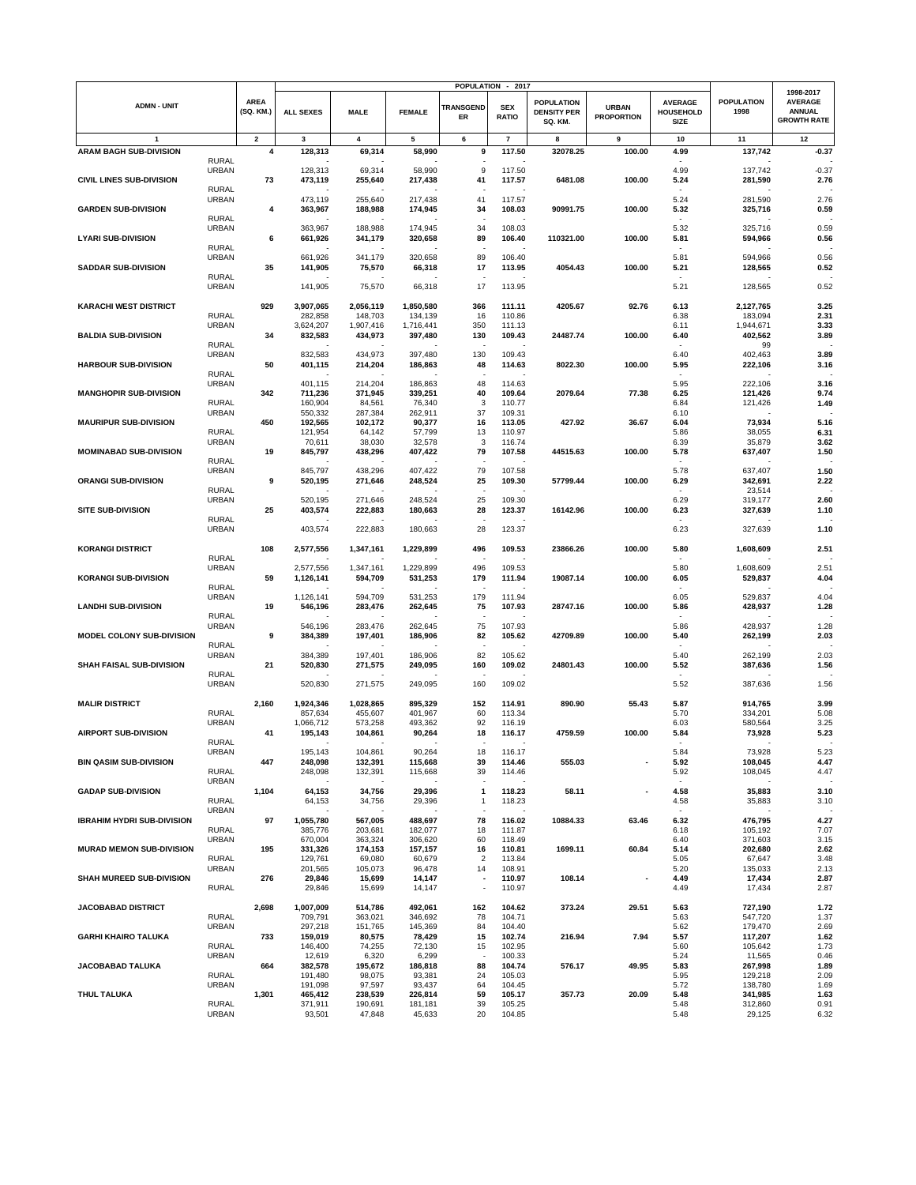| ADMN - UNIT | | AREA (SQ. KM.) | POPULATION - 2017 | | | | | | | | | POPULATION 1998 | 1998-2017 AVERAGE ANNUAL GROWTH RATE |
|---|---|---|---|---|---|---|---|---|---|---|---|---|---|
| | | | ALL SEXES | MALE | FEMALE | TRANSGENDER | SEX RATIO | POPULATION DENSITY PER SQ. KM. | URBAN PROPORTION | AVERAGE HOUSEHOLD SIZE | | | |
| 1 | | 2 | 3 | 4 | 5 | 6 | 7 | 8 | 9 | 10 | | 11 | 12 |
| **ARAM BAGH SUB-DIVISION** | | **4** | **128,313** | **69,314** | **58,990** | **9** | **117.50** | **32078.25** | **100.00** | **4.99** | | **137,742** | **-0.37** |
| | RURAL | | - | - | - | - | - | | | - | | - | - |
| | URBAN | | 128,313 | 69,314 | 58,990 | 9 | 117.50 | | | 4.99 | | 137,742 | -0.37 |
| **CIVIL LINES SUB-DIVISION** | | **73** | **473,119** | **255,640** | **217,438** | **41** | **117.57** | **6481.08** | **100.00** | **5.24** | | **281,590** | **2.76** |
| | RURAL | | - | - | - | - | - | | | - | | - | - |
| | URBAN | | 473,119 | 255,640 | 217,438 | 41 | 117.57 | | | 5.24 | | 281,590 | 2.76 |
| **GARDEN SUB-DIVISION** | | **4** | **363,967** | **188,988** | **174,945** | **34** | **108.03** | **90991.75** | **100.00** | **5.32** | | **325,716** | **0.59** |
| | RURAL | | - | - | - | - | - | | | - | | - | - |
| | URBAN | | 363,967 | 188,988 | 174,945 | 34 | 108.03 | | | 5.32 | | 325,716 | 0.59 |
| **LYARI SUB-DIVISION** | | **6** | **661,926** | **341,179** | **320,658** | **89** | **106.40** | **110321.00** | **100.00** | **5.81** | | **594,966** | **0.56** |
| | RURAL | | - | - | - | - | - | | | - | | - | - |
| | URBAN | | 661,926 | 341,179 | 320,658 | 89 | 106.40 | | | 5.81 | | 594,966 | 0.56 |
| **SADDAR SUB-DIVISION** | | **35** | **141,905** | **75,570** | **66,318** | **17** | **113.95** | **4054.43** | **100.00** | **5.21** | | **128,565** | **0.52** |
| | RURAL | | - | - | - | - | - | | | - | | - | - |
| | URBAN | | 141,905 | 75,570 | 66,318 | 17 | 113.95 | | | 5.21 | | 128,565 | 0.52 |
| **KARACHI WEST DISTRICT** | | **929** | **3,907,065** | **2,056,119** | **1,850,580** | **366** | **111.11** | **4205.67** | **92.76** | **6.13** | | **2,127,765** | **3.25** |
| | RURAL | | 282,858 | 148,703 | 134,139 | 16 | 110.86 | | | 6.38 | | 183,094 | 2.31 |
| | URBAN | | 3,624,207 | 1,907,416 | 1,716,441 | 350 | 111.13 | | | 6.11 | | 1,944,671 | 3.33 |
| **BALDIA SUB-DIVISION** | | **34** | **832,583** | **434,973** | **397,480** | **130** | **109.43** | **24487.74** | **100.00** | **6.40** | | **402,562** | **3.89** |
| | RURAL | | - | - | - | - | - | | | - | | 99 | - |
| | URBAN | | 832,583 | 434,973 | 397,480 | 130 | 109.43 | | | 6.40 | | 402,463 | **3.89** |
| **HARBOUR SUB-DIVISION** | | **50** | **401,115** | **214,204** | **186,863** | **48** | **114.63** | **8022.30** | **100.00** | **5.95** | | **222,106** | **3.16** |
| | RURAL | | - | - | - | - | - | | | - | | - | - |
| | URBAN | | 401,115 | 214,204 | 186,863 | 48 | 114.63 | | | 5.95 | | 222,106 | **3.16** |
| **MANGHOPIR SUB-DIVISION** | | **342** | **711,236** | **371,945** | **339,251** | **40** | **109.64** | **2079.64** | **77.38** | **6.25** | | **121,426** | **9.74** |
| | RURAL | | 160,904 | 84,561 | 76,340 | 3 | 110.77 | | | 6.84 | | 121,426 | **1.49** |
| | URBAN | | 550,332 | 287,384 | 262,911 | 37 | 109.31 | | | 6.10 | | - | - |
| **MAURIPUR SUB-DIVISION** | | **450** | **192,565** | **102,172** | **90,377** | **16** | **113.05** | **427.92** | **36.67** | **6.04** | | **73,934** | **5.16** |
| | RURAL | | 121,954 | 64,142 | 57,799 | 13 | 110.97 | | | 5.86 | | 38,055 | **6.31** |
| | URBAN | | 70,611 | 38,030 | 32,578 | 3 | 116.74 | | | 6.39 | | 35,879 | **3.62** |
| **MOMINABAD SUB-DIVISION** | | **19** | **845,797** | **438,296** | **407,422** | **79** | **107.58** | **44515.63** | **100.00** | **5.78** | | **637,407** | **1.50** |
| | RURAL | | - | - | - | - | - | | | - | | - | - |
| | URBAN | | 845,797 | 438,296 | 407,422 | 79 | 107.58 | | | 5.78 | | 637,407 | **1.50** |
| **ORANGI SUB-DIVISION** | | **9** | **520,195** | **271,646** | **248,524** | **25** | **109.30** | **57799.44** | **100.00** | **6.29** | | **342,691** | **2.22** |
| | RURAL | | - | - | - | - | - | | | - | | 23,514 | - |
| | URBAN | | 520,195 | 271,646 | 248,524 | 25 | 109.30 | | | 6.29 | | 319,177 | **2.60** |
| **SITE SUB-DIVISION** | | **25** | **403,574** | **222,883** | **180,663** | **28** | **123.37** | **16142.96** | **100.00** | **6.23** | | **327,639** | **1.10** |
| | RURAL | | - | - | - | - | - | | | - | | - | - |
| | URBAN | | 403,574 | 222,883 | 180,663 | 28 | 123.37 | | | 6.23 | | 327,639 | **1.10** |
| **KORANGI DISTRICT** | | **108** | **2,577,556** | **1,347,161** | **1,229,899** | **496** | **109.53** | **23866.26** | **100.00** | **5.80** | | **1,608,609** | **2.51** |
| | RURAL | | - | - | - | - | - | | | - | | - | - |
| | URBAN | | 2,577,556 | 1,347,161 | 1,229,899 | 496 | 109.53 | | | 5.80 | | 1,608,609 | 2.51 |
| **KORANGI SUB-DIVISION** | | **59** | **1,126,141** | **594,709** | **531,253** | **179** | **111.94** | **19087.14** | **100.00** | **6.05** | | **529,837** | **4.04** |
| | RURAL | | - | - | - | - | - | | | - | | - | - |
| | URBAN | | 1,126,141 | 594,709 | 531,253 | 179 | 111.94 | | | 6.05 | | 529,837 | 4.04 |
| **LANDHI SUB-DIVISION** | | **19** | **546,196** | **283,476** | **262,645** | **75** | **107.93** | **28747.16** | **100.00** | **5.86** | | **428,937** | **1.28** |
| | RURAL | | - | - | - | - | - | | | - | | - | - |
| | URBAN | | 546,196 | 283,476 | 262,645 | 75 | 107.93 | | | 5.86 | | 428,937 | 1.28 |
| **MODEL COLONY SUB-DIVISION** | | **9** | **384,389** | **197,401** | **186,906** | **82** | **105.62** | **42709.89** | **100.00** | **5.40** | | **262,199** | **2.03** |
| | RURAL | | - | - | - | - | - | | | - | | - | - |
| | URBAN | | 384,389 | 197,401 | 186,906 | 82 | 105.62 | | | 5.40 | | 262,199 | 2.03 |
| **SHAH FAISAL SUB-DIVISION** | | **21** | **520,830** | **271,575** | **249,095** | **160** | **109.02** | **24801.43** | **100.00** | **5.52** | | **387,636** | **1.56** |
| | RURAL | | - | - | - | - | - | | | - | | - | - |
| | URBAN | | 520,830 | 271,575 | 249,095 | 160 | 109.02 | | | 5.52 | | 387,636 | 1.56 |
| **MALIR DISTRICT** | | **2,160** | **1,924,346** | **1,028,865** | **895,329** | **152** | **114.91** | **890.90** | **55.43** | **5.87** | | **914,765** | **3.99** |
| | RURAL | | 857,634 | 455,607 | 401,967 | 60 | 113.34 | | | 5.70 | | 334,201 | 5.08 |
| | URBAN | | 1,066,712 | 573,258 | 493,362 | 92 | 116.19 | | | 6.03 | | 580,564 | 3.25 |
| **AIRPORT SUB-DIVISION** | | **41** | **195,143** | **104,861** | **90,264** | **18** | **116.17** | **4759.59** | **100.00** | **5.84** | | **73,928** | **5.23** |
| | RURAL | | - | - | - | - | - | | | - | | - | - |
| | URBAN | | 195,143 | 104,861 | 90,264 | 18 | 116.17 | | | 5.84 | | 73,928 | 5.23 |
| **BIN QASIM SUB-DIVISION** | | **447** | **248,098** | **132,391** | **115,668** | **39** | **114.46** | **555.03** | **-** | **5.92** | | **108,045** | **4.47** |
| | RURAL | | 248,098 | 132,391 | 115,668 | 39 | 114.46 | | | 5.92 | | 108,045 | 4.47 |
| | URBAN | | - | - | - | - | - | | | - | | - | - |
| **GADAP SUB-DIVISION** | | **1,104** | **64,153** | **34,756** | **29,396** | **1** | **118.23** | **58.11** | **-** | **4.58** | | **35,883** | **3.10** |
| | RURAL | | 64,153 | 34,756 | 29,396 | 1 | 118.23 | | | 4.58 | | 35,883 | 3.10 |
| | URBAN | | - | - | - | - | - | | | - | | - | - |
| **IBRAHIM HYDRI SUB-DIVISION** | | **97** | **1,055,780** | **567,005** | **488,697** | **78** | **116.02** | **10884.33** | **63.46** | **6.32** | | **476,795** | **4.27** |
| | RURAL | | 385,776 | 203,681 | 182,077 | 18 | 111.87 | | | 6.18 | | 105,192 | 7.07 |
| | URBAN | | 670,004 | 363,324 | 306,620 | 60 | 118.49 | | | 6.40 | | 371,603 | 3.15 |
| **MURAD MEMON SUB-DIVISION** | | **195** | **331,326** | **174,153** | **157,157** | **16** | **110.81** | **1699.11** | **60.84** | **5.14** | | **202,680** | **2.62** |
| | RURAL | | 129,761 | 69,080 | 60,679 | 2 | 113.84 | | | 5.05 | | 67,647 | 3.48 |
| | URBAN | | 201,565 | 105,073 | 96,478 | 14 | 108.91 | | | 5.20 | | 135,033 | 2.13 |
| **SHAH MUREED SUB-DIVISION** | | **276** | **29,846** | **15,699** | **14,147** | **-** | **110.97** | **108.14** | **-** | **4.49** | | **17,434** | **2.87** |
| | RURAL | | 29,846 | 15,699 | 14,147 | - | 110.97 | | | 4.49 | | 17,434 | 2.87 |
| **JACOBABAD DISTRICT** | | **2,698** | **1,007,009** | **514,786** | **492,061** | **162** | **104.62** | **373.24** | **29.51** | **5.63** | | **727,190** | **1.72** |
| | RURAL | | 709,791 | 363,021 | 346,692 | 78 | 104.71 | | | 5.63 | | 547,720 | 1.37 |
| | URBAN | | 297,218 | 151,765 | 145,369 | 84 | 104.40 | | | 5.62 | | 179,470 | 2.69 |
| **GARHI KHAIRO TALUKA** | | **733** | **159,019** | **80,575** | **78,429** | **15** | **102.74** | **216.94** | **7.94** | **5.57** | | **117,207** | **1.62** |
| | RURAL | | 146,400 | 74,255 | 72,130 | 15 | 102.95 | | | 5.60 | | 105,642 | 1.73 |
| | URBAN | | 12,619 | 6,320 | 6,299 | - | 100.33 | | | 5.24 | | 11,565 | 0.46 |
| **JACOBABAD TALUKA** | | **664** | **382,578** | **195,672** | **186,818** | **88** | **104.74** | **576.17** | **49.95** | **5.83** | | **267,998** | **1.89** |
| | RURAL | | 191,480 | 98,075 | 93,381 | 24 | 105.03 | | | 5.95 | | 129,218 | 2.09 |
| | URBAN | | 191,098 | 97,597 | 93,437 | 64 | 104.45 | | | 5.72 | | 138,780 | 1.69 |
| **THUL TALUKA** | | **1,301** | **465,412** | **238,539** | **226,814** | **59** | **105.17** | **357.73** | **20.09** | **5.48** | | **341,985** | **1.63** |
| | RURAL | | 371,911 | 190,691 | 181,181 | 39 | 105.25 | | | 5.48 | | 312,860 | 0.91 |
| | URBAN | | 93,501 | 47,848 | 45,633 | 20 | 104.85 | | | 5.48 | | 29,125 | 6.32 |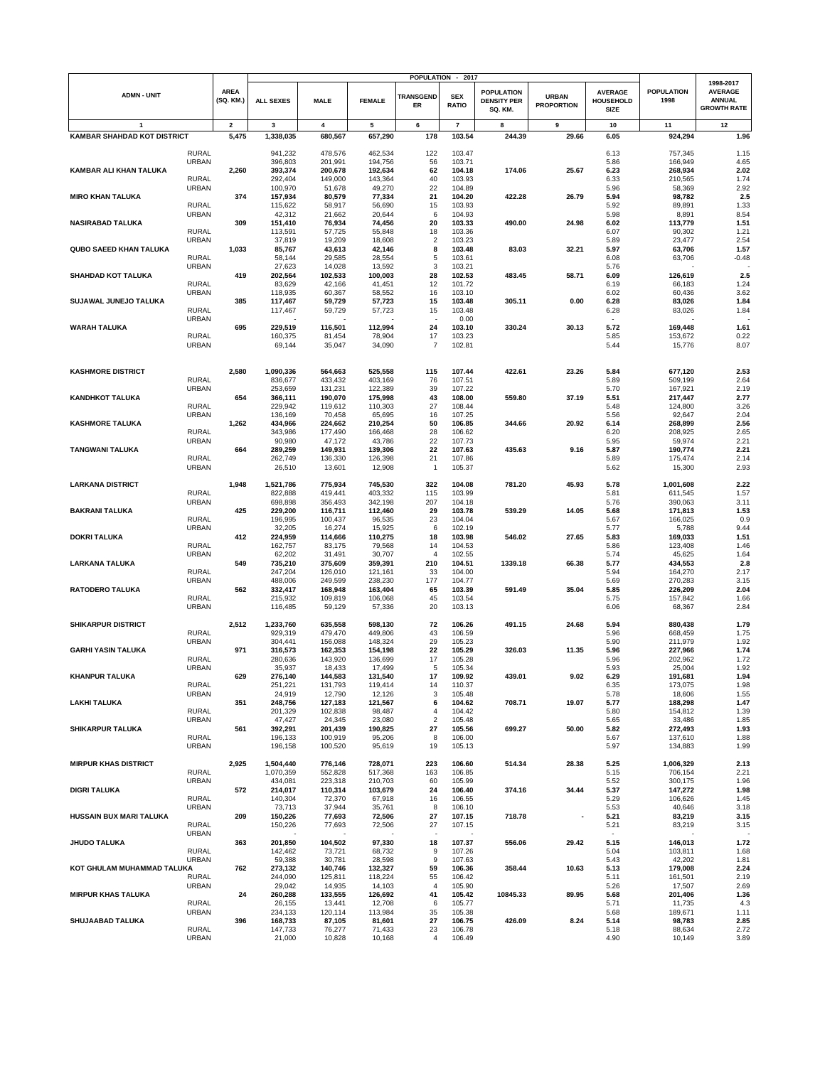| ADMN - UNIT | | AREA (SQ. KM.) | POPULATION - 2017 | | | | | | | | | POPULATION 1998 | 1998-2017 AVERAGE ANNUAL GROWTH RATE |
|---|---|---|---|---|---|---|---|---|---|---|---|---|---|
| | | | ALL SEXES | MALE | FEMALE | TRANSGENDER | SEX RATIO | POPULATION DENSITY PER SQ. KM. | URBAN PROPORTION | AVERAGE HOUSEHOLD SIZE | | | |
| 1 | | 2 | 3 | 4 | 5 | 6 | 7 | 8 | 9 | 10 | | 11 | 12 |
| **KAMBAR SHAHDAD KOT DISTRICT** | | **5,475** | **1,338,035** | **680,567** | **657,290** | **178** | **103.54** | **244.39** | **29.66** | **6.05** | | **924,294** | **1.96** |
| | RURAL | | 941,232 | 478,576 | 462,534 | 122 | 103.47 | | | 6.13 | | 757,345 | 1.15 |
| | URBAN | | 396,803 | 201,991 | 194,756 | 56 | 103.71 | | | 5.86 | | 166,949 | 4.65 |
| **KAMBAR ALI KHAN TALUKA** | | **2,260** | **393,374** | **200,678** | **192,634** | **62** | **104.18** | **174.06** | **25.67** | **6.23** | | **268,934** | **2.02** |
| | RURAL | | 292,404 | 149,000 | 143,364 | 40 | 103.93 | | | 6.33 | | 210,565 | 1.74 |
| | URBAN | | 100,970 | 51,678 | 49,270 | 22 | 104.89 | | | 5.96 | | 58,369 | 2.92 |
| **MIRO KHAN TALUKA** | | **374** | **157,934** | **80,579** | **77,334** | **21** | **104.20** | **422.28** | **26.79** | **5.94** | | **98,782** | **2.5** |
| | RURAL | | 115,622 | 58,917 | 56,690 | 15 | 103.93 | | | 5.92 | | 89,891 | 1.33 |
| | URBAN | | 42,312 | 21,662 | 20,644 | 6 | 104.93 | | | 5.98 | | 8,891 | 8.54 |
| **NASIRABAD TALUKA** | | **309** | **151,410** | **76,934** | **74,456** | **20** | **103.33** | **490.00** | **24.98** | **6.02** | | **113,779** | **1.51** |
| | RURAL | | 113,591 | 57,725 | 55,848 | 18 | 103.36 | | | 6.07 | | 90,302 | 1.21 |
| | URBAN | | 37,819 | 19,209 | 18,608 | 2 | 103.23 | | | 5.89 | | 23,477 | 2.54 |
| **QUBO SAEED KHAN TALUKA** | | **1,033** | **85,767** | **43,613** | **42,146** | **8** | **103.48** | **83.03** | **32.21** | **5.97** | | **63,706** | **1.57** |
| | RURAL | | 58,144 | 29,585 | 28,554 | 5 | 103.61 | | | 6.08 | | 63,706 | -0.48 |
| | URBAN | | 27,623 | 14,028 | 13,592 | 3 | 103.21 | | | 5.76 | | - | - |
| **SHAHDAD KOT TALUKA** | | **419** | **202,564** | **102,533** | **100,003** | **28** | **102.53** | **483.45** | **58.71** | **6.09** | | **126,619** | **2.5** |
| | RURAL | | 83,629 | 42,166 | 41,451 | 12 | 101.72 | | | 6.19 | | 66,183 | 1.24 |
| | URBAN | | 118,935 | 60,367 | 58,552 | 16 | 103.10 | | | 6.02 | | 60,436 | 3.62 |
| **SUJAWAL JUNEJO TALUKA** | | **385** | **117,467** | **59,729** | **57,723** | **15** | **103.48** | **305.11** | **0.00** | **6.28** | | **83,026** | **1.84** |
| | RURAL | | 117,467 | 59,729 | 57,723 | 15 | 103.48 | | | 6.28 | | 83,026 | 1.84 |
| | URBAN | | - | - | - | - | 0.00 | | | - | | - | - |
| **WARAH TALUKA** | | **695** | **229,519** | **116,501** | **112,994** | **24** | **103.10** | **330.24** | **30.13** | **5.72** | | **169,448** | **1.61** |
| | RURAL | | 160,375 | 81,454 | 78,904 | 17 | 103.23 | | | 5.85 | | 153,672 | 0.22 |
| | URBAN | | 69,144 | 35,047 | 34,090 | 7 | 102.81 | | | 5.44 | | 15,776 | 8.07 |
| **KASHMORE DISTRICT** | | **2,580** | **1,090,336** | **564,663** | **525,558** | **115** | **107.44** | **422.61** | **23.26** | **5.84** | | **677,120** | **2.53** |
| | RURAL | | 836,677 | 433,432 | 403,169 | 76 | 107.51 | | | 5.89 | | 509,199 | 2.64 |
| | URBAN | | 253,659 | 131,231 | 122,389 | 39 | 107.22 | | | 5.70 | | 167,921 | 2.19 |
| **KANDHKOT TALUKA** | | **654** | **366,111** | **190,070** | **175,998** | **43** | **108.00** | **559.80** | **37.19** | **5.51** | | **217,447** | **2.77** |
| | RURAL | | 229,942 | 119,612 | 110,303 | 27 | 108.44 | | | 5.48 | | 124,800 | 3.26 |
| | URBAN | | 136,169 | 70,458 | 65,695 | 16 | 107.25 | | | 5.56 | | 92,647 | 2.04 |
| **KASHMORE TALUKA** | | **1,262** | **434,966** | **224,662** | **210,254** | **50** | **106.85** | **344.66** | **20.92** | **6.14** | | **268,899** | **2.56** |
| | RURAL | | 343,986 | 177,490 | 166,468 | 28 | 106.62 | | | 6.20 | | 208,925 | 2.65 |
| | URBAN | | 90,980 | 47,172 | 43,786 | 22 | 107.73 | | | 5.95 | | 59,974 | 2.21 |
| **TANGWANI TALUKA** | | **664** | **289,259** | **149,931** | **139,306** | **22** | **107.63** | **435.63** | **9.16** | **5.87** | | **190,774** | **2.21** |
| | RURAL | | 262,749 | 136,330 | 126,398 | 21 | 107.86 | | | 5.89 | | 175,474 | 2.14 |
| | URBAN | | 26,510 | 13,601 | 12,908 | 1 | 105.37 | | | 5.62 | | 15,300 | 2.93 |
| **LARKANA DISTRICT** | | **1,948** | **1,521,786** | **775,934** | **745,530** | **322** | **104.08** | **781.20** | **45.93** | **5.78** | | **1,001,608** | **2.22** |
| | RURAL | | 822,888 | 419,441 | 403,332 | 115 | 103.99 | | | 5.81 | | 611,545 | 1.57 |
| | URBAN | | 698,898 | 356,493 | 342,198 | 207 | 104.18 | | | 5.76 | | 390,063 | 3.11 |
| **BAKRANI TALUKA** | | **425** | **229,200** | **116,711** | **112,460** | **29** | **103.78** | **539.29** | **14.05** | **5.68** | | **171,813** | **1.53** |
| | RURAL | | 196,995 | 100,437 | 96,535 | 23 | 104.04 | | | 5.67 | | 166,025 | 0.9 |
| | URBAN | | 32,205 | 16,274 | 15,925 | 6 | 102.19 | | | 5.77 | | 5,788 | 9.44 |
| **DOKRI TALUKA** | | **412** | **224,959** | **114,666** | **110,275** | **18** | **103.98** | **546.02** | **27.65** | **5.83** | | **169,033** | **1.51** |
| | RURAL | | 162,757 | 83,175 | 79,568 | 14 | 104.53 | | | 5.86 | | 123,408 | 1.46 |
| | URBAN | | 62,202 | 31,491 | 30,707 | 4 | 102.55 | | | 5.74 | | 45,625 | 1.64 |
| **LARKANA TALUKA** | | **549** | **735,210** | **375,609** | **359,391** | **210** | **104.51** | **1339.18** | **66.38** | **5.77** | | **434,553** | **2.8** |
| | RURAL | | 247,204 | 126,010 | 121,161 | 33 | 104.00 | | | 5.94 | | 164,270 | 2.17 |
| | URBAN | | 488,006 | 249,599 | 238,230 | 177 | 104.77 | | | 5.69 | | 270,283 | 3.15 |
| **RATODERO TALUKA** | | **562** | **332,417** | **168,948** | **163,404** | **65** | **103.39** | **591.49** | **35.04** | **5.85** | | **226,209** | **2.04** |
| | RURAL | | 215,932 | 109,819 | 106,068 | 45 | 103.54 | | | 5.75 | | 157,842 | 1.66 |
| | URBAN | | 116,485 | 59,129 | 57,336 | 20 | 103.13 | | | 6.06 | | 68,367 | 2.84 |
| **SHIKARPUR DISTRICT** | | **2,512** | **1,233,760** | **635,558** | **598,130** | **72** | **106.26** | **491.15** | **24.68** | **5.94** | | **880,438** | **1.79** |
| | RURAL | | 929,319 | 479,470 | 449,806 | 43 | 106.59 | | | 5.96 | | 668,459 | 1.75 |
| | URBAN | | 304,441 | 156,088 | 148,324 | 29 | 105.23 | | | 5.90 | | 211,979 | 1.92 |
| **GARHI YASIN TALUKA** | | **971** | **316,573** | **162,353** | **154,198** | **22** | **105.29** | **326.03** | **11.35** | **5.96** | | **227,966** | **1.74** |
| | RURAL | | 280,636 | 143,920 | 136,699 | 17 | 105.28 | | | 5.96 | | 202,962 | 1.72 |
| | URBAN | | 35,937 | 18,433 | 17,499 | 5 | 105.34 | | | 5.93 | | 25,004 | 1.92 |
| **KHANPUR TALUKA** | | **629** | **276,140** | **144,583** | **131,540** | **17** | **109.92** | **439.01** | **9.02** | **6.29** | | **191,681** | **1.94** |
| | RURAL | | 251,221 | 131,793 | 119,414 | 14 | 110.37 | | | 6.35 | | 173,075 | 1.98 |
| | URBAN | | 24,919 | 12,790 | 12,126 | 3 | 105.48 | | | 5.78 | | 18,606 | 1.55 |
| **LAKHI TALUKA** | | **351** | **248,756** | **127,183** | **121,567** | **6** | **104.62** | **708.71** | **19.07** | **5.77** | | **188,298** | **1.47** |
| | RURAL | | 201,329 | 102,838 | 98,487 | 4 | 104.42 | | | 5.80 | | 154,812 | 1.39 |
| | URBAN | | 47,427 | 24,345 | 23,080 | 2 | 105.48 | | | 5.65 | | 33,486 | 1.85 |
| **SHIKARPUR TALUKA** | | **561** | **392,291** | **201,439** | **190,825** | **27** | **105.56** | **699.27** | **50.00** | **5.82** | | **272,493** | **1.93** |
| | RURAL | | 196,133 | 100,919 | 95,206 | 8 | 106.00 | | | 5.67 | | 137,610 | 1.88 |
| | URBAN | | 196,158 | 100,520 | 95,619 | 19 | 105.13 | | | 5.97 | | 134,883 | 1.99 |
| **MIRPUR KHAS DISTRICT** | | **2,925** | **1,504,440** | **776,146** | **728,071** | **223** | **106.60** | **514.34** | **28.38** | **5.25** | | **1,006,329** | **2.13** |
| | RURAL | | 1,070,359 | 552,828 | 517,368 | 163 | 106.85 | | | 5.15 | | 706,154 | 2.21 |
| | URBAN | | 434,081 | 223,318 | 210,703 | 60 | 105.99 | | | 5.52 | | 300,175 | 1.96 |
| **DIGRI TALUKA** | | **572** | **214,017** | **110,314** | **103,679** | **24** | **106.40** | **374.16** | **34.44** | **5.37** | | **147,272** | **1.98** |
| | RURAL | | 140,304 | 72,370 | 67,918 | 16 | 106.55 | | | 5.29 | | 106,626 | 1.45 |
| | URBAN | | 73,713 | 37,944 | 35,761 | 8 | 106.10 | | | 5.53 | | 40,646 | 3.18 |
| **HUSSAIN BUX MARI TALUKA** | | **209** | **150,226** | **77,693** | **72,506** | **27** | **107.15** | **718.78** | **-** | **5.21** | | **83,219** | **3.15** |
| | RURAL | | 150,226 | 77,693 | 72,506 | 27 | 107.15 | | | 5.21 | | 83,219 | 3.15 |
| | URBAN | | - | - | - | - | - | | | - | | - | - |
| **JHUDO TALUKA** | | **363** | **201,850** | **104,502** | **97,330** | **18** | **107.37** | **556.06** | **29.42** | **5.15** | | **146,013** | **1.72** |
| | RURAL | | 142,462 | 73,721 | 68,732 | 9 | 107.26 | | | 5.04 | | 103,811 | 1.68 |
| | URBAN | | 59,388 | 30,781 | 28,598 | 9 | 107.63 | | | 5.43 | | 42,202 | 1.81 |
| **KOT GHULAM MUHAMMAD TALUKA** | | **762** | **273,132** | **140,746** | **132,327** | **59** | **106.36** | **358.44** | **10.63** | **5.13** | | **179,008** | **2.24** |
| | RURAL | | 244,090 | 125,811 | 118,224 | 55 | 106.42 | | | 5.11 | | 161,501 | 2.19 |
| | URBAN | | 29,042 | 14,935 | 14,103 | 4 | 105.90 | | | 5.26 | | 17,507 | 2.69 |
| **MIRPUR KHAS TALUKA** | | **24** | **260,288** | **133,555** | **126,692** | **41** | **105.42** | **10845.33** | **89.95** | **5.68** | | **201,406** | **1.36** |
| | RURAL | | 26,155 | 13,441 | 12,708 | 6 | 105.77 | | | 5.71 | | 11,735 | 4.3 |
| | URBAN | | 234,133 | 120,114 | 113,984 | 35 | 105.38 | | | 5.68 | | 189,671 | 1.11 |
| **SHUJAABAD TALUKA** | | **396** | **168,733** | **87,105** | **81,601** | **27** | **106.75** | **426.09** | **8.24** | **5.14** | | **98,783** | **2.85** |
| | RURAL | | 147,733 | 76,277 | 71,433 | 23 | 106.78 | | | 5.18 | | 88,634 | 2.72 |
| | URBAN | | 21,000 | 10,828 | 10,168 | 4 | 106.49 | | | 4.90 | | 10,149 | 3.89 |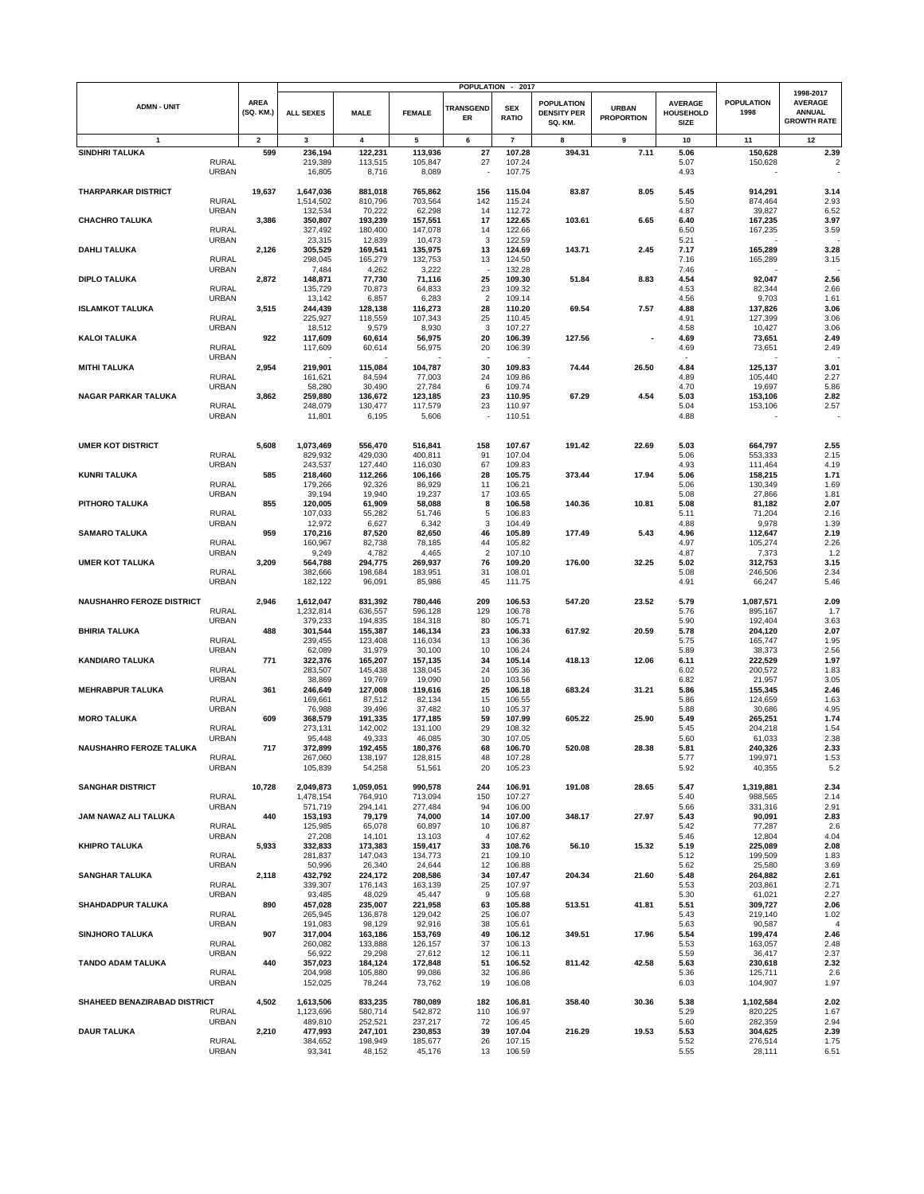| ADMN - UNIT | | AREA (SQ. KM.) | POPULATION - 2017 | | | | | | | | | POPULATION 1998 | 1998-2017 AVERAGE ANNUAL GROWTH RATE |
|---|---|---|---|---|---|---|---|---|---|---|---|---|---|
| | | | ALL SEXES | MALE | FEMALE | TRANSGENDER | SEX RATIO | POPULATION DENSITY PER SQ. KM. | URBAN PROPORTION | AVERAGE HOUSEHOLD SIZE | | | |
| 1 | | 2 | 3 | 4 | 5 | 6 | 7 | 8 | 9 | 10 | | 11 | 12 |
| **SINDHRI TALUKA** | | **599** | **236,194** | **122,231** | **113,936** | **27** | **107.28** | **394.31** | **7.11** | **5.06** | | **150,628** | **2.39** |
| | RURAL | | 219,389 | 113,515 | 105,847 | 27 | 107.24 | | | 5.07 | | 150,628 | 2 |
| | URBAN | | 16,805 | 8,716 | 8,089 | - | 107.75 | | | 4.93 | | - | - |
| **THARPARKAR DISTRICT** | | **19,637** | **1,647,036** | **881,018** | **765,862** | **156** | **115.04** | **83.87** | **8.05** | **5.45** | | **914,291** | **3.14** |
| | RURAL | | 1,514,502 | 810,796 | 703,564 | 142 | 115.24 | | | 5.50 | | 874,464 | 2.93 |
| | URBAN | | 132,534 | 70,222 | 62,298 | 14 | 112.72 | | | 4.87 | | 39,827 | 6.52 |
| **CHACHRO TALUKA** | | **3,386** | **350,807** | **193,239** | **157,551** | **17** | **122.65** | **103.61** | **6.65** | **6.40** | | **167,235** | **3.97** |
| | RURAL | | 327,492 | 180,400 | 147,078 | 14 | 122.66 | | | 6.50 | | 167,235 | 3.59 |
| | URBAN | | 23,315 | 12,839 | 10,473 | 3 | 122.59 | | | 5.21 | | - | - |
| **DAHLI TALUKA** | | **2,126** | **305,529** | **169,541** | **135,975** | **13** | **124.69** | **143.71** | **2.45** | **7.17** | | **165,289** | **3.28** |
| | RURAL | | 298,045 | 165,279 | 132,753 | 13 | 124.50 | | | 7.16 | | 165,289 | 3.15 |
| | URBAN | | 7,484 | 4,262 | 3,222 | - | 132.28 | | | 7.46 | | - | - |
| **DIPLO TALUKA** | | **2,872** | **148,871** | **77,730** | **71,116** | **25** | **109.30** | **51.84** | **8.83** | **4.54** | | **92,047** | **2.56** |
| | RURAL | | 135,729 | 70,873 | 64,833 | 23 | 109.32 | | | 4.53 | | 82,344 | 2.66 |
| | URBAN | | 13,142 | 6,857 | 6,283 | 2 | 109.14 | | | 4.56 | | 9,703 | 1.61 |
| **ISLAMKOT TALUKA** | | **3,515** | **244,439** | **128,138** | **116,273** | **28** | **110.20** | **69.54** | **7.57** | **4.88** | | **137,826** | **3.06** |
| | RURAL | | 225,927 | 118,559 | 107,343 | 25 | 110.45 | | | 4.91 | | 127,399 | 3.06 |
| | URBAN | | 18,512 | 9,579 | 8,930 | 3 | 107.27 | | | 4.58 | | 10,427 | 3.06 |
| **KALOI TALUKA** | | **922** | **117,609** | **60,614** | **56,975** | **20** | **106.39** | **127.56** | **-** | **4.69** | | **73,651** | **2.49** |
| | RURAL | | 117,609 | 60,614 | 56,975 | 20 | 106.39 | | | 4.69 | | 73,651 | 2.49 |
| | URBAN | | - | - | - | - | - | | | - | | - | - |
| **MITHI TALUKA** | | **2,954** | **219,901** | **115,084** | **104,787** | **30** | **109.83** | **74.44** | **26.50** | **4.84** | | **125,137** | **3.01** |
| | RURAL | | 161,621 | 84,594 | 77,003 | 24 | 109.86 | | | 4.89 | | 105,440 | 2.27 |
| | URBAN | | 58,280 | 30,490 | 27,784 | 6 | 109.74 | | | 4.70 | | 19,697 | 5.86 |
| **NAGAR PARKAR TALUKA** | | **3,862** | **259,880** | **136,672** | **123,185** | **23** | **110.95** | **67.29** | **4.54** | **5.03** | | **153,106** | **2.82** |
| | RURAL | | 248,079 | 130,477 | 117,579 | 23 | 110.97 | | | 5.04 | | 153,106 | 2.57 |
| | URBAN | | 11,801 | 6,195 | 5,606 | - | 110.51 | | | 4.88 | | - | - |
| **UMER KOT DISTRICT** | | **5,608** | **1,073,469** | **556,470** | **516,841** | **158** | **107.67** | **191.42** | **22.69** | **5.03** | | **664,797** | **2.55** |
| | RURAL | | 829,932 | 429,030 | 400,811 | 91 | 107.04 | | | 5.06 | | 553,333 | 2.15 |
| | URBAN | | 243,537 | 127,440 | 116,030 | 67 | 109.83 | | | 4.93 | | 111,464 | 4.19 |
| **KUNRI TALUKA** | | **585** | **218,460** | **112,266** | **106,166** | **28** | **105.75** | **373.44** | **17.94** | **5.06** | | **158,215** | **1.71** |
| | RURAL | | 179,266 | 92,326 | 86,929 | 11 | 106.21 | | | 5.06 | | 130,349 | 1.69 |
| | URBAN | | 39,194 | 19,940 | 19,237 | 17 | 103.65 | | | 5.08 | | 27,866 | 1.81 |
| **PITHORO TALUKA** | | **855** | **120,005** | **61,909** | **58,088** | **8** | **106.58** | **140.36** | **10.81** | **5.08** | | **81,182** | **2.07** |
| | RURAL | | 107,033 | 55,282 | 51,746 | 5 | 106.83 | | | 5.11 | | 71,204 | 2.16 |
| | URBAN | | 12,972 | 6,627 | 6,342 | 3 | 104.49 | | | 4.88 | | 9,978 | 1.39 |
| **SAMARO TALUKA** | | **959** | **170,216** | **87,520** | **82,650** | **46** | **105.89** | **177.49** | **5.43** | **4.96** | | **112,647** | **2.19** |
| | RURAL | | 160,967 | 82,738 | 78,185 | 44 | 105.82 | | | 4.97 | | 105,274 | 2.26 |
| | URBAN | | 9,249 | 4,782 | 4,465 | 2 | 107.10 | | | 4.87 | | 7,373 | 1.2 |
| **UMER KOT TALUKA** | | **3,209** | **564,788** | **294,775** | **269,937** | **76** | **109.20** | **176.00** | **32.25** | **5.02** | | **312,753** | **3.15** |
| | RURAL | | 382,666 | 198,684 | 183,951 | 31 | 108.01 | | | 5.08 | | 246,506 | 2.34 |
| | URBAN | | 182,122 | 96,091 | 85,986 | 45 | 111.75 | | | 4.91 | | 66,247 | 5.46 |
| **NAUSHAHRO FEROZE DISTRICT** | | **2,946** | **1,612,047** | **831,392** | **780,446** | **209** | **106.53** | **547.20** | **23.52** | **5.79** | | **1,087,571** | **2.09** |
| | RURAL | | 1,232,814 | 636,557 | 596,128 | 129 | 106.78 | | | 5.76 | | 895,167 | 1.7 |
| | URBAN | | 379,233 | 194,835 | 184,318 | 80 | 105.71 | | | 5.90 | | 192,404 | 3.63 |
| **BHIRIA TALUKA** | | **488** | **301,544** | **155,387** | **146,134** | **23** | **106.33** | **617.92** | **20.59** | **5.78** | | **204,120** | **2.07** |
| | RURAL | | 239,455 | 123,408 | 116,034 | 13 | 106.36 | | | 5.75 | | 165,747 | 1.95 |
| | URBAN | | 62,089 | 31,979 | 30,100 | 10 | 106.24 | | | 5.89 | | 38,373 | 2.56 |
| **KANDIARO TALUKA** | | **771** | **322,376** | **165,207** | **157,135** | **34** | **105.14** | **418.13** | **12.06** | **6.11** | | **222,529** | **1.97** |
| | RURAL | | 283,507 | 145,438 | 138,045 | 24 | 105.36 | | | 6.02 | | 200,572 | 1.83 |
| | URBAN | | 38,869 | 19,769 | 19,090 | 10 | 103.56 | | | 6.82 | | 21,957 | 3.05 |
| **MEHRABPUR TALUKA** | | **361** | **246,649** | **127,008** | **119,616** | **25** | **106.18** | **683.24** | **31.21** | **5.86** | | **155,345** | **2.46** |
| | RURAL | | 169,661 | 87,512 | 82,134 | 15 | 106.55 | | | 5.86 | | 124,659 | 1.63 |
| | URBAN | | 76,988 | 39,496 | 37,482 | 10 | 105.37 | | | 5.88 | | 30,686 | 4.95 |
| **MORO TALUKA** | | **609** | **368,579** | **191,335** | **177,185** | **59** | **107.99** | **605.22** | **25.90** | **5.49** | | **265,251** | **1.74** |
| | RURAL | | 273,131 | 142,002 | 131,100 | 29 | 108.32 | | | 5.45 | | 204,218 | 1.54 |
| | URBAN | | 95,448 | 49,333 | 46,085 | 30 | 107.05 | | | 5.60 | | 61,033 | 2.38 |
| **NAUSHAHRO FEROZE TALUKA** | | **717** | **372,899** | **192,455** | **180,376** | **68** | **106.70** | **520.08** | **28.38** | **5.81** | | **240,326** | **2.33** |
| | RURAL | | 267,060 | 138,197 | 128,815 | 48 | 107.28 | | | 5.77 | | 199,971 | 1.53 |
| | URBAN | | 105,839 | 54,258 | 51,561 | 20 | 105.23 | | | 5.92 | | 40,355 | 5.2 |
| **SANGHAR DISTRICT** | | **10,728** | **2,049,873** | **1,059,051** | **990,578** | **244** | **106.91** | **191.08** | **28.65** | **5.47** | | **1,319,881** | **2.34** |
| | RURAL | | 1,478,154 | 764,910 | 713,094 | 150 | 107.27 | | | 5.40 | | 988,565 | 2.14 |
| | URBAN | | 571,719 | 294,141 | 277,484 | 94 | 106.00 | | | 5.66 | | 331,316 | 2.91 |
| **JAM NAWAZ ALI TALUKA** | | **440** | **153,193** | **79,179** | **74,000** | **14** | **107.00** | **348.17** | **27.97** | **5.43** | | **90,091** | **2.83** |
| | RURAL | | 125,985 | 65,078 | 60,897 | 10 | 106.87 | | | 5.42 | | 77,287 | 2.6 |
| | URBAN | | 27,208 | 14,101 | 13,103 | 4 | 107.62 | | | 5.46 | | 12,804 | 4.04 |
| **KHIPRO TALUKA** | | **5,933** | **332,833** | **173,383** | **159,417** | **33** | **108.76** | **56.10** | **15.32** | **5.19** | | **225,089** | **2.08** |
| | RURAL | | 281,837 | 147,043 | 134,773 | 21 | 109.10 | | | 5.12 | | 199,509 | 1.83 |
| | URBAN | | 50,996 | 26,340 | 24,644 | 12 | 106.88 | | | 5.62 | | 25,580 | 3.69 |
| **SANGHAR TALUKA** | | **2,118** | **432,792** | **224,172** | **208,586** | **34** | **107.47** | **204.34** | **21.60** | **5.48** | | **264,882** | **2.61** |
| | RURAL | | 339,307 | 176,143 | 163,139 | 25 | 107.97 | | | 5.53 | | 203,861 | 2.71 |
| | URBAN | | 93,485 | 48,029 | 45,447 | 9 | 105.68 | | | 5.30 | | 61,021 | 2.27 |
| **SHAHDADPUR TALUKA** | | **890** | **457,028** | **235,007** | **221,958** | **63** | **105.88** | **513.51** | **41.81** | **5.51** | | **309,727** | **2.06** |
| | RURAL | | 265,945 | 136,878 | 129,042 | 25 | 106.07 | | | 5.43 | | 219,140 | 1.02 |
| | URBAN | | 191,083 | 98,129 | 92,916 | 38 | 105.61 | | | 5.63 | | 90,587 | 4 |
| **SINJHORO TALUKA** | | **907** | **317,004** | **163,186** | **153,769** | **49** | **106.12** | **349.51** | **17.96** | **5.54** | | **199,474** | **2.46** |
| | RURAL | | 260,082 | 133,888 | 126,157 | 37 | 106.13 | | | 5.53 | | 163,057 | 2.48 |
| | URBAN | | 56,922 | 29,298 | 27,612 | 12 | 106.11 | | | 5.59 | | 36,417 | 2.37 |
| **TANDO ADAM TALUKA** | | **440** | **357,023** | **184,124** | **172,848** | **51** | **106.52** | **811.42** | **42.58** | **5.63** | | **230,618** | **2.32** |
| | RURAL | | 204,998 | 105,880 | 99,086 | 32 | 106.86 | | | 5.36 | | 125,711 | 2.6 |
| | URBAN | | 152,025 | 78,244 | 73,762 | 19 | 106.08 | | | 6.03 | | 104,907 | 1.97 |
| **SHAHEED BENAZIRABAD DISTRICT** | | **4,502** | **1,613,506** | **833,235** | **780,089** | **182** | **106.81** | **358.40** | **30.36** | **5.38** | | **1,102,584** | **2.02** |
| | RURAL | | 1,123,696 | 580,714 | 542,872 | 110 | 106.97 | | | 5.29 | | 820,225 | 1.67 |
| | URBAN | | 489,810 | 252,521 | 237,217 | 72 | 106.45 | | | 5.60 | | 282,359 | 2.94 |
| **DAUR TALUKA** | | **2,210** | **477,993** | **247,101** | **230,853** | **39** | **107.04** | **216.29** | **19.53** | **5.53** | | **304,625** | **2.39** |
| | RURAL | | 384,652 | 198,949 | 185,677 | 26 | 107.15 | | | 5.52 | | 276,514 | 1.75 |
| | URBAN | | 93,341 | 48,152 | 45,176 | 13 | 106.59 | | | 5.55 | | 28,111 | 6.51 |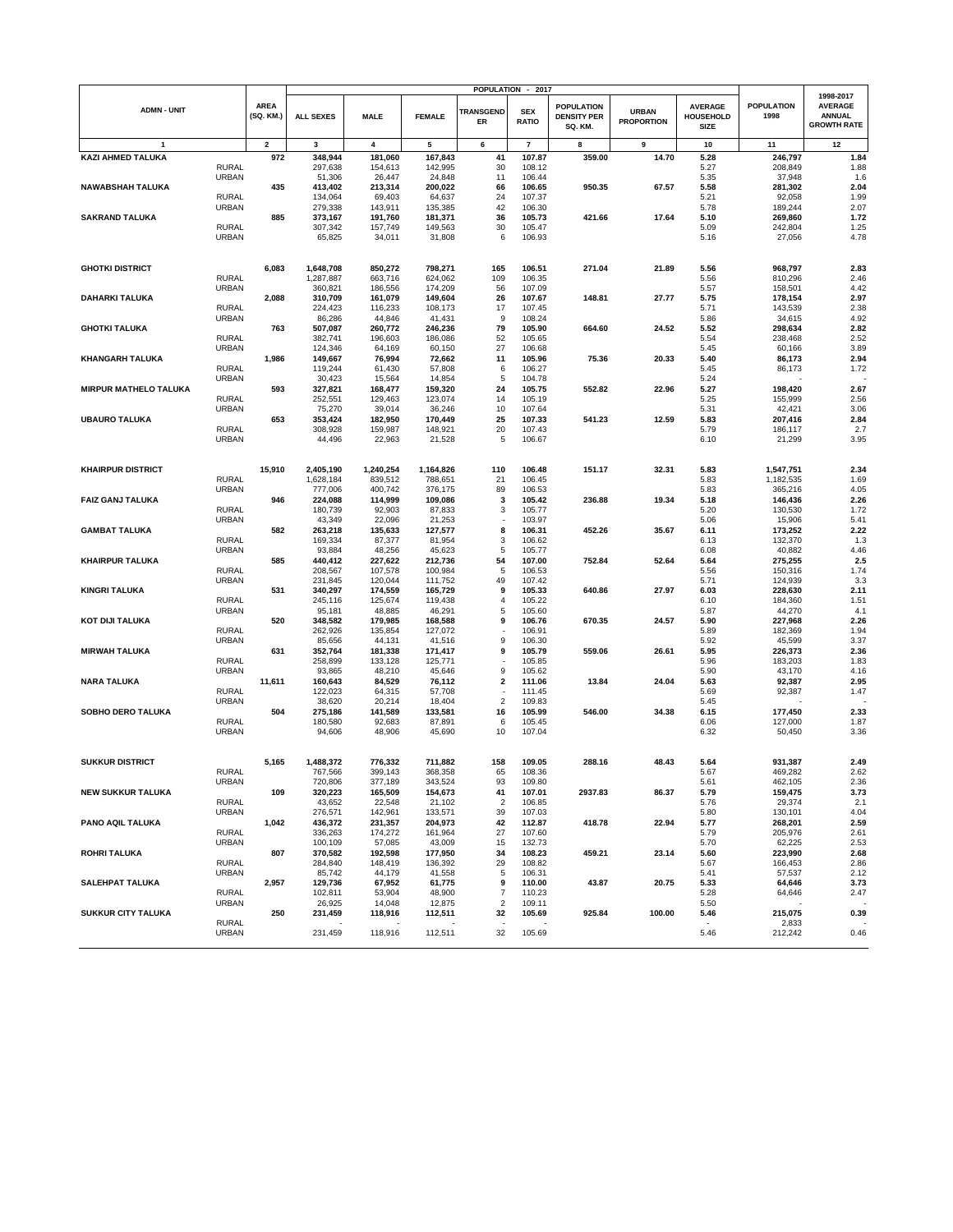| ADMN - UNIT | | AREA (SQ. KM.) | POPULATION - 2017 | | | | | | | | | POPULATION 1998 | 1998-2017 AVERAGE ANNUAL GROWTH RATE |
|---|---|---|---|---|---|---|---|---|---|---|---|---|---|
| | | | ALL SEXES | MALE | FEMALE | TRANSGENDER | SEX RATIO | POPULATION DENSITY PER SQ. KM. | URBAN PROPORTION | AVERAGE HOUSEHOLD SIZE | | | |
| 1 | | 2 | 3 | 4 | 5 | 6 | 7 | 8 | 9 | 10 | | 11 | 12 |
| **KAZI AHMED TALUKA** | | **972** | **348,944** | **181,060** | **167,843** | **41** | **107.87** | **359.00** | **14.70** | **5.28** | | **246,797** | **1.84** |
| | RURAL | | 297,638 | 154,613 | 142,995 | 30 | 108.12 | | | 5.27 | | 208,849 | 1.88 |
| | URBAN | | 51,306 | 26,447 | 24,848 | 11 | 106.44 | | | 5.35 | | 37,948 | 1.6 |
| **NAWABSHAH TALUKA** | | **435** | **413,402** | **213,314** | **200,022** | **66** | **106.65** | **950.35** | **67.57** | **5.58** | | **281,302** | **2.04** |
| | RURAL | | 134,064 | 69,403 | 64,637 | 24 | 107.37 | | | 5.21 | | 92,058 | 1.99 |
| | URBAN | | 279,338 | 143,911 | 135,385 | 42 | 106.30 | | | 5.78 | | 189,244 | 2.07 |
| **SAKRAND TALUKA** | | **885** | **373,167** | **191,760** | **181,371** | **36** | **105.73** | **421.66** | **17.64** | **5.10** | | **269,860** | **1.72** |
| | RURAL | | 307,342 | 157,749 | 149,563 | 30 | 105.47 | | | 5.09 | | 242,804 | 1.25 |
| | URBAN | | 65,825 | 34,011 | 31,808 | 6 | 106.93 | | | 5.16 | | 27,056 | 4.78 |
| **GHOTKI DISTRICT** | | **6,083** | **1,648,708** | **850,272** | **798,271** | **165** | **106.51** | **271.04** | **21.89** | **5.56** | | **968,797** | **2.83** |
| | RURAL | | 1,287,887 | 663,716 | 624,062 | 109 | 106.35 | | | 5.56 | | 810,296 | 2.46 |
| | URBAN | | 360,821 | 186,556 | 174,209 | 56 | 107.09 | | | 5.57 | | 158,501 | 4.42 |
| **DAHARKI TALUKA** | | **2,088** | **310,709** | **161,079** | **149,604** | **26** | **107.67** | **148.81** | **27.77** | **5.75** | | **178,154** | **2.97** |
| | RURAL | | 224,423 | 116,233 | 108,173 | 17 | 107.45 | | | 5.71 | | 143,539 | 2.38 |
| | URBAN | | 86,286 | 44,846 | 41,431 | 9 | 108.24 | | | 5.86 | | 34,615 | 4.92 |
| **GHOTKI TALUKA** | | **763** | **507,087** | **260,772** | **246,236** | **79** | **105.90** | **664.60** | **24.52** | **5.52** | | **298,634** | **2.82** |
| | RURAL | | 382,741 | 196,603 | 186,086 | 52 | 105.65 | | | 5.54 | | 238,468 | 2.52 |
| | URBAN | | 124,346 | 64,169 | 60,150 | 27 | 106.68 | | | 5.45 | | 60,166 | 3.89 |
| **KHANGARH TALUKA** | | **1,986** | **149,667** | **76,994** | **72,662** | **11** | **105.96** | **75.36** | **20.33** | **5.40** | | **86,173** | **2.94** |
| | RURAL | | 119,244 | 61,430 | 57,808 | 6 | 106.27 | | | 5.45 | | 86,173 | 1.72 |
| | URBAN | | 30,423 | 15,564 | 14,854 | 5 | 104.78 | | | 5.24 | | - | - |
| **MIRPUR MATHELO TALUKA** | | **593** | **327,821** | **168,477** | **159,320** | **24** | **105.75** | **552.82** | **22.96** | **5.27** | | **198,420** | **2.67** |
| | RURAL | | 252,551 | 129,463 | 123,074 | 14 | 105.19 | | | 5.25 | | 155,999 | 2.56 |
| | URBAN | | 75,270 | 39,014 | 36,246 | 10 | 107.64 | | | 5.31 | | 42,421 | 3.06 |
| **UBAURO TALUKA** | | **653** | **353,424** | **182,950** | **170,449** | **25** | **107.33** | **541.23** | **12.59** | **5.83** | | **207,416** | **2.84** |
| | RURAL | | 308,928 | 159,987 | 148,921 | 20 | 107.43 | | | 5.79 | | 186,117 | 2.7 |
| | URBAN | | 44,496 | 22,963 | 21,528 | 5 | 106.67 | | | 6.10 | | 21,299 | 3.95 |
| **KHAIRPUR DISTRICT** | | **15,910** | **2,405,190** | **1,240,254** | **1,164,826** | **110** | **106.48** | **151.17** | **32.31** | **5.83** | | **1,547,751** | **2.34** |
| | RURAL | | 1,628,184 | 839,512 | 788,651 | 21 | 106.45 | | | 5.83 | | 1,182,535 | 1.69 |
| | URBAN | | 777,006 | 400,742 | 376,175 | 89 | 106.53 | | | 5.83 | | 365,216 | 4.05 |
| **FAIZ GANJ TALUKA** | | **946** | **224,088** | **114,999** | **109,086** | **3** | **105.42** | **236.88** | **19.34** | **5.18** | | **146,436** | **2.26** |
| | RURAL | | 180,739 | 92,903 | 87,833 | 3 | 105.77 | | | 5.20 | | 130,530 | 1.72 |
| | URBAN | | 43,349 | 22,096 | 21,253 | - | 103.97 | | | 5.06 | | 15,906 | 5.41 |
| **GAMBAT TALUKA** | | **582** | **263,218** | **135,633** | **127,577** | **8** | **106.31** | **452.26** | **35.67** | **6.11** | | **173,252** | **2.22** |
| | RURAL | | 169,334 | 87,377 | 81,954 | 3 | 106.62 | | | 6.13 | | 132,370 | 1.3 |
| | URBAN | | 93,884 | 48,256 | 45,623 | 5 | 105.77 | | | 6.08 | | 40,882 | 4.46 |
| **KHAIRPUR TALUKA** | | **585** | **440,412** | **227,622** | **212,736** | **54** | **107.00** | **752.84** | **52.64** | **5.64** | | **275,255** | **2.5** |
| | RURAL | | 208,567 | 107,578 | 100,984 | 5 | 106.53 | | | 5.56 | | 150,316 | 1.74 |
| | URBAN | | 231,845 | 120,044 | 111,752 | 49 | 107.42 | | | 5.71 | | 124,939 | 3.3 |
| **KINGRI TALUKA** | | **531** | **340,297** | **174,559** | **165,729** | **9** | **105.33** | **640.86** | **27.97** | **6.03** | | **228,630** | **2.11** |
| | RURAL | | 245,116 | 125,674 | 119,438 | 4 | 105.22 | | | 6.10 | | 184,360 | 1.51 |
| | URBAN | | 95,181 | 48,885 | 46,291 | 5 | 105.60 | | | 5.87 | | 44,270 | 4.1 |
| **KOT DIJI TALUKA** | | **520** | **348,582** | **179,985** | **168,588** | **9** | **106.76** | **670.35** | **24.57** | **5.90** | | **227,968** | **2.26** |
| | RURAL | | 262,926 | 135,854 | 127,072 | - | 106.91 | | | 5.89 | | 182,369 | 1.94 |
| | URBAN | | 85,656 | 44,131 | 41,516 | 9 | 106.30 | | | 5.92 | | 45,599 | 3.37 |
| **MIRWAH TALUKA** | | **631** | **352,764** | **181,338** | **171,417** | **9** | **105.79** | **559.06** | **26.61** | **5.95** | | **226,373** | **2.36** |
| | RURAL | | 258,899 | 133,128 | 125,771 | - | 105.85 | | | 5.96 | | 183,203 | 1.83 |
| | URBAN | | 93,865 | 48,210 | 45,646 | 9 | 105.62 | | | 5.90 | | 43,170 | 4.16 |
| **NARA TALUKA** | | **11,611** | **160,643** | **84,529** | **76,112** | **2** | **111.06** | **13.84** | **24.04** | **5.63** | | **92,387** | **2.95** |
| | RURAL | | 122,023 | 64,315 | 57,708 | - | 111.45 | | | 5.69 | | 92,387 | 1.47 |
| | URBAN | | 38,620 | 20,214 | 18,404 | 2 | 109.83 | | | 5.45 | | - | - |
| **SOBHO DERO TALUKA** | | **504** | **275,186** | **141,589** | **133,581** | **16** | **105.99** | **546.00** | **34.38** | **6.15** | | **177,450** | **2.33** |
| | RURAL | | 180,580 | 92,683 | 87,891 | 6 | 105.45 | | | 6.06 | | 127,000 | 1.87 |
| | URBAN | | 94,606 | 48,906 | 45,690 | 10 | 107.04 | | | 6.32 | | 50,450 | 3.36 |
| **SUKKUR DISTRICT** | | **5,165** | **1,488,372** | **776,332** | **711,882** | **158** | **109.05** | **288.16** | **48.43** | **5.64** | | **931,387** | **2.49** |
| | RURAL | | 767,566 | 399,143 | 368,358 | 65 | 108.36 | | | 5.67 | | 469,282 | 2.62 |
| | URBAN | | 720,806 | 377,189 | 343,524 | 93 | 109.80 | | | 5.61 | | 462,105 | 2.36 |
| **NEW SUKKUR TALUKA** | | **109** | **320,223** | **165,509** | **154,673** | **41** | **107.01** | **2937.83** | **86.37** | **5.79** | | **159,475** | **3.73** |
| | RURAL | | 43,652 | 22,548 | 21,102 | 2 | 106.85 | | | 5.76 | | 29,374 | 2.1 |
| | URBAN | | 276,571 | 142,961 | 133,571 | 39 | 107.03 | | | 5.80 | | 130,101 | 4.04 |
| **PANO AQIL TALUKA** | | **1,042** | **436,372** | **231,357** | **204,973** | **42** | **112.87** | **418.78** | **22.94** | **5.77** | | **268,201** | **2.59** |
| | RURAL | | 336,263 | 174,272 | 161,964 | 27 | 107.60 | | | 5.79 | | 205,976 | 2.61 |
| | URBAN | | 100,109 | 57,085 | 43,009 | 15 | 132.73 | | | 5.70 | | 62,225 | 2.53 |
| **ROHRI TALUKA** | | **807** | **370,582** | **192,598** | **177,950** | **34** | **108.23** | **459.21** | **23.14** | **5.60** | | **223,990** | **2.68** |
| | RURAL | | 284,840 | 148,419 | 136,392 | 29 | 108.82 | | | 5.67 | | 166,453 | 2.86 |
| | URBAN | | 85,742 | 44,179 | 41,558 | 5 | 106.31 | | | 5.41 | | 57,537 | 2.12 |
| **SALEHPAT TALUKA** | | **2,957** | **129,736** | **67,952** | **61,775** | **9** | **110.00** | **43.87** | **20.75** | **5.33** | | **64,646** | **3.73** |
| | RURAL | | 102,811 | 53,904 | 48,900 | 7 | 110.23 | | | 5.28 | | 64,646 | 2.47 |
| | URBAN | | 26,925 | 14,048 | 12,875 | 2 | 109.11 | | | 5.50 | | - | - |
| **SUKKUR CITY TALUKA** | | **250** | **231,459** | **118,916** | **112,511** | **32** | **105.69** | **925.84** | **100.00** | **5.46** | | **215,075** | **0.39** |
| | RURAL | | - | - | - | - | - | | | - | | 2,833 | - |
| | URBAN | | 231,459 | 118,916 | 112,511 | 32 | 105.69 | | | 5.46 | | 212,242 | 0.46 |